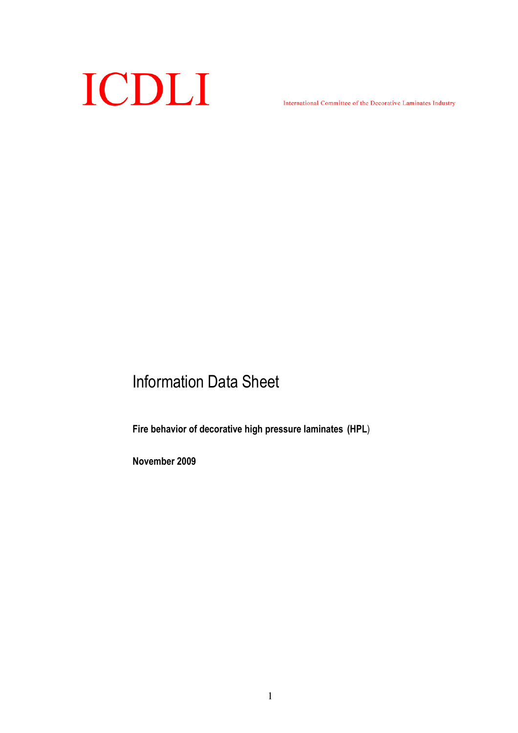# ICDLI

International Committee of the Decorative Laminates Industry

## Information Data Sheet

**Fire behavior of decorative high pressure laminates (HPL)**

**November 2009**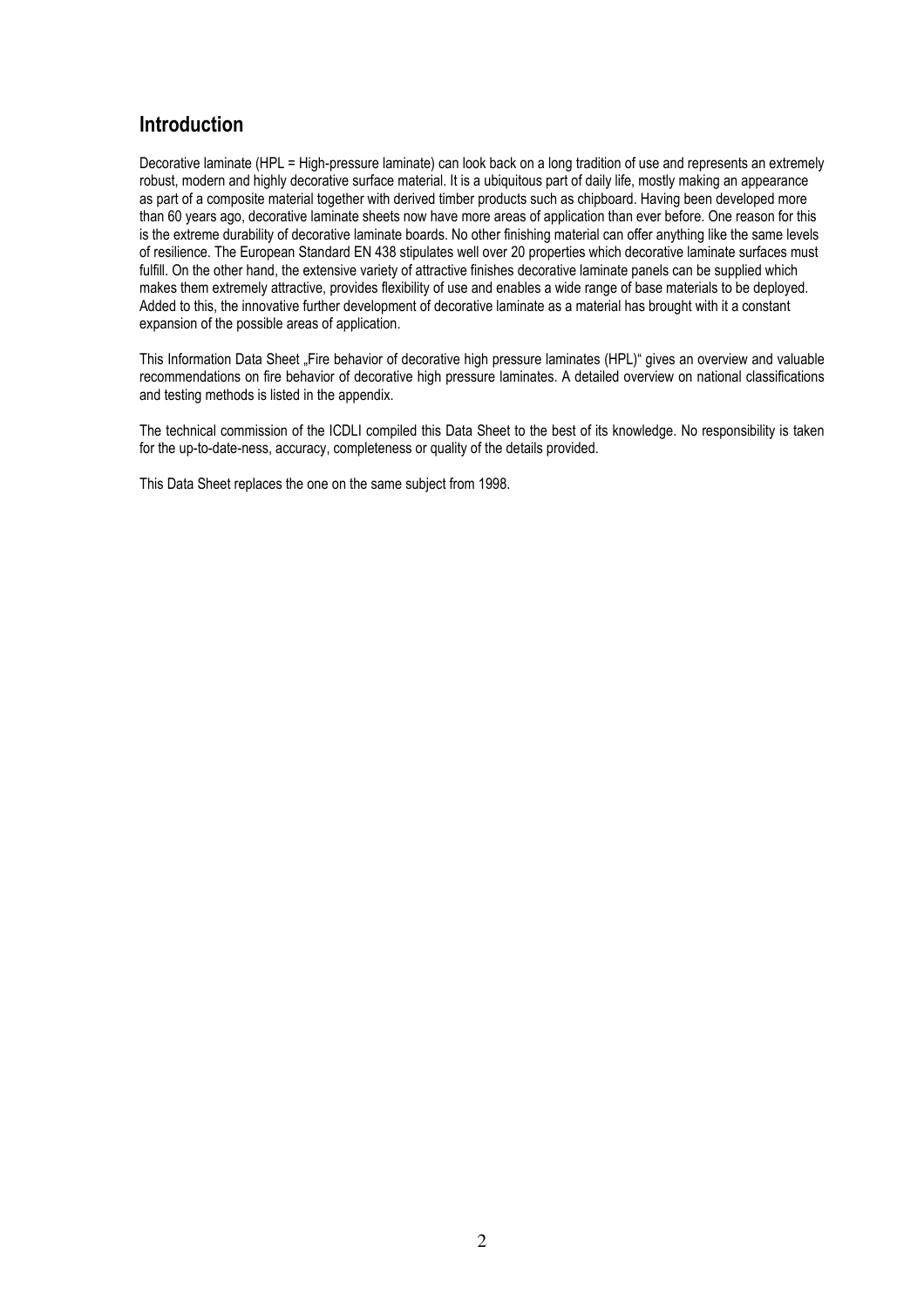## Introduction

Decorative laminate (HPL = High-pressure laminate) can look back on a long tradition of use and represents an extremely robust, modern and highly decorative surface material. It is a ubiquitous part of daily life, mostly making an appearance as part of a composite material together with derived timber products such as chipboard. Having been developed more than 60 years ago, decorative laminate sheets now have more areas of application than ever before. One reason for this is the extreme durability of decorative laminate boards. No other finishing material can offer anything like the same levels of resilience. The European Standard EN 438 stipulates well over 20 properties which decorative laminate surfaces must fulfill. On the other hand, the extensive variety of attractive finishes decorative laminate panels can be supplied which makes them extremely attractive, provides flexibility of use and enables a wide range of base materials to be deployed. Added to this, the innovative further development of decorative laminate as a material has brought with it a constant expansion of the possible areas of application.

This Information Data Sheet „Fire behavior of decorative high pressure laminates (HPL)" gives an overview and valuable recommendations on fire behavior of decorative high pressure laminates. A detailed overview on national classifications and testing methods is listed in the appendix.

The technical commission of the ICDLI compiled this Data Sheet to the best of its knowledge. No responsibility is taken for the up-to-date-ness, accuracy, completeness or quality of the details provided.

This Data Sheet replaces the one on the same subject from 1998.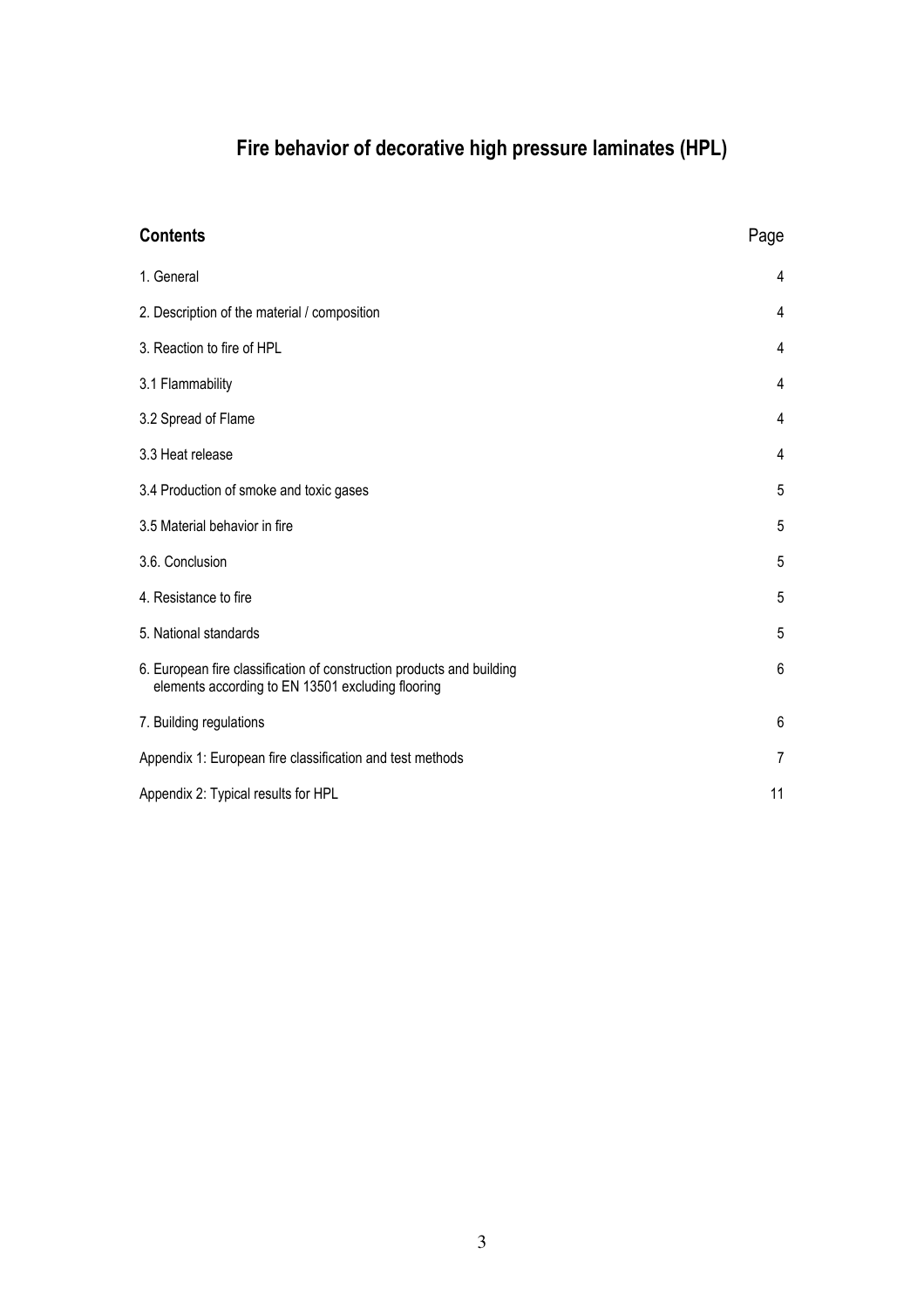# Fire behavior of decorative high pressure laminates (HPL)

| **Contents** | Page |
|---|---|
| 1. General | 4 |
| 2. Description of the material / composition | 4 |
| 3. Reaction to fire of HPL | 4 |
| 3.1 Flammability | 4 |
| 3.2 Spread of Flame | 4 |
| 3.3 Heat release | 4 |
| 3.4 Production of smoke and toxic gases | 5 |
| 3.5 Material behavior in fire | 5 |
| 3.6. Conclusion | 5 |
| 4. Resistance to fire | 5 |
| 5. National standards | 5 |
| 6. European fire classification of construction products and building elements according to EN 13501 excluding flooring | 6 |
| 7. Building regulations | 6 |
| Appendix 1: European fire classification and test methods | 7 |
| Appendix 2: Typical results for HPL | 11 |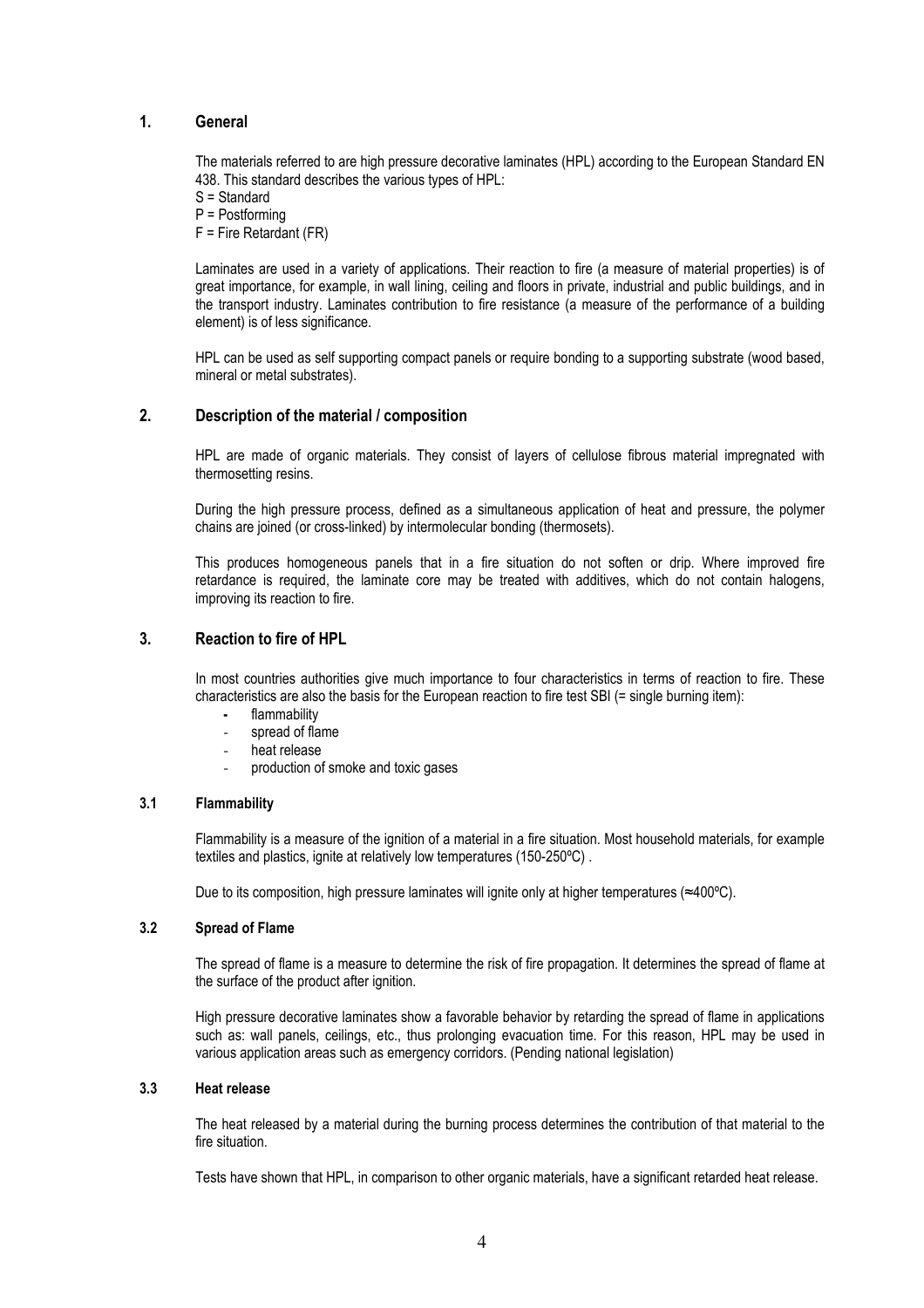## 1. General

The materials referred to are high pressure decorative laminates (HPL) according to the European Standard EN 438. This standard describes the various types of HPL:

S = Standard
P = Postforming
F = Fire Retardant (FR)

Laminates are used in a variety of applications. Their reaction to fire (a measure of material properties) is of great importance, for example, in wall lining, ceiling and floors in private, industrial and public buildings, and in the transport industry. Laminates contribution to fire resistance (a measure of the performance of a building element) is of less significance.

HPL can be used as self supporting compact panels or require bonding to a supporting substrate (wood based, mineral or metal substrates).

## 2. Description of the material / composition

HPL are made of organic materials. They consist of layers of cellulose fibrous material impregnated with thermosetting resins.

During the high pressure process, defined as a simultaneous application of heat and pressure, the polymer chains are joined (or cross-linked) by intermolecular bonding (thermosets).

This produces homogeneous panels that in a fire situation do not soften or drip. Where improved fire retardance is required, the laminate core may be treated with additives, which do not contain halogens, improving its reaction to fire.

## 3. Reaction to fire of HPL

In most countries authorities give much importance to four characteristics in terms of reaction to fire. These characteristics are also the basis for the European reaction to fire test SBI (= single burning item):

- flammability
- spread of flame
- heat release
- production of smoke and toxic gases

### 3.1 Flammability

Flammability is a measure of the ignition of a material in a fire situation. Most household materials, for example textiles and plastics, ignite at relatively low temperatures (150-250ºC) .

Due to its composition, high pressure laminates will ignite only at higher temperatures (≈400ºC).

### 3.2 Spread of Flame

The spread of flame is a measure to determine the risk of fire propagation. It determines the spread of flame at the surface of the product after ignition.

High pressure decorative laminates show a favorable behavior by retarding the spread of flame in applications such as: wall panels, ceilings, etc., thus prolonging evacuation time. For this reason, HPL may be used in various application areas such as emergency corridors. (Pending national legislation)

### 3.3 Heat release

The heat released by a material during the burning process determines the contribution of that material to the fire situation.

Tests have shown that HPL, in comparison to other organic materials, have a significant retarded heat release.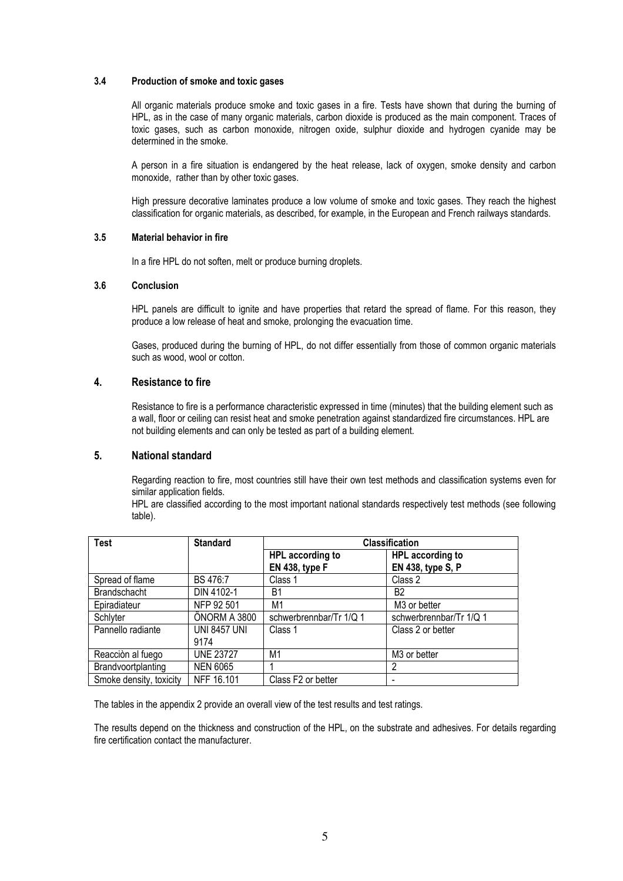### 3.4 Production of smoke and toxic gases

All organic materials produce smoke and toxic gases in a fire. Tests have shown that during the burning of HPL, as in the case of many organic materials, carbon dioxide is produced as the main component. Traces of toxic gases, such as carbon monoxide, nitrogen oxide, sulphur dioxide and hydrogen cyanide may be determined in the smoke.

A person in a fire situation is endangered by the heat release, lack of oxygen, smoke density and carbon monoxide, rather than by other toxic gases.

High pressure decorative laminates produce a low volume of smoke and toxic gases. They reach the highest classification for organic materials, as described, for example, in the European and French railways standards.

### 3.5 Material behavior in fire

In a fire HPL do not soften, melt or produce burning droplets.

### 3.6 Conclusion

HPL panels are difficult to ignite and have properties that retard the spread of flame. For this reason, they produce a low release of heat and smoke, prolonging the evacuation time.

Gases, produced during the burning of HPL, do not differ essentially from those of common organic materials such as wood, wool or cotton.

## 4. Resistance to fire

Resistance to fire is a performance characteristic expressed in time (minutes) that the building element such as a wall, floor or ceiling can resist heat and smoke penetration against standardized fire circumstances. HPL are not building elements and can only be tested as part of a building element.

## 5. National standard

Regarding reaction to fire, most countries still have their own test methods and classification systems even for similar application fields.
HPL are classified according to the most important national standards respectively test methods (see following table).

| Test | Standard | Classification | |
|---|---|---|---|
| | | **HPL according to EN 438, type F** | **HPL according to EN 438, type S, P** |
| Spread of flame | BS 476:7 | Class 1 | Class 2 |
| Brandschacht | DIN 4102-1 | B1 | B2 |
| Epiradiateur | NFP 92 501 | M1 | M3 or better |
| Schlyter | ÖNORM A 3800 | schwerbrennbar/Tr 1/Q 1 | schwerbrennbar/Tr 1/Q 1 |
| Pannello radiante | UNI 8457 UNI 9174 | Class 1 | Class 2 or better |
| Reacciòn al fuego | UNE 23727 | M1 | M3 or better |
| Brandvoortplanting | NEN 6065 | 1 | 2 |
| Smoke density, toxicity | NFF 16.101 | Class F2 or better | - |

The tables in the appendix 2 provide an overall view of the test results and test ratings.

The results depend on the thickness and construction of the HPL, on the substrate and adhesives. For details regarding fire certification contact the manufacturer.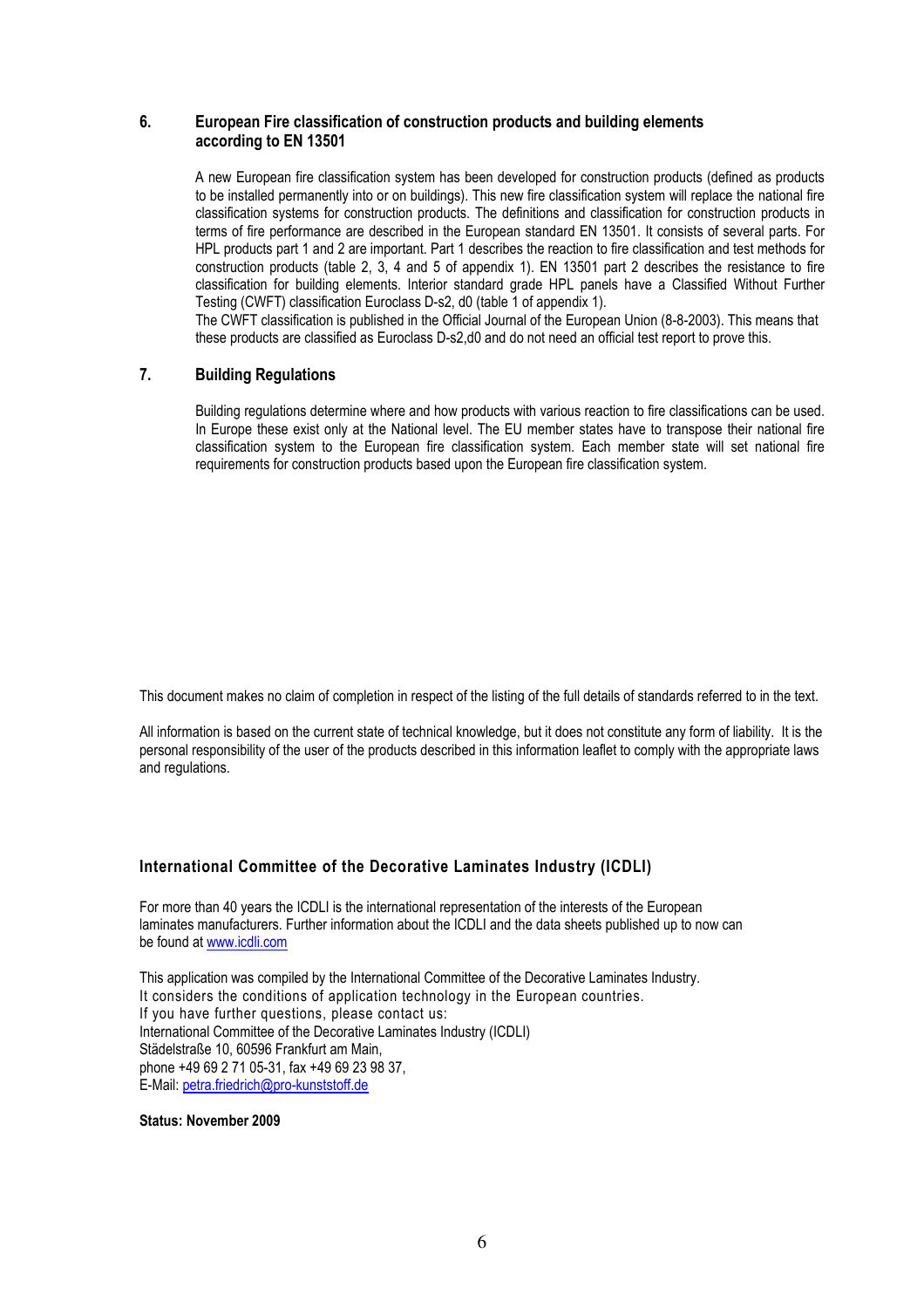## 6. European Fire classification of construction products and building elements according to EN 13501

A new European fire classification system has been developed for construction products (defined as products to be installed permanently into or on buildings). This new fire classification system will replace the national fire classification systems for construction products. The definitions and classification for construction products in terms of fire performance are described in the European standard EN 13501. It consists of several parts. For HPL products part 1 and 2 are important. Part 1 describes the reaction to fire classification and test methods for construction products (table 2, 3, 4 and 5 of appendix 1). EN 13501 part 2 describes the resistance to fire classification for building elements. Interior standard grade HPL panels have a Classified Without Further Testing (CWFT) classification Euroclass D-s2, d0 (table 1 of appendix 1).

The CWFT classification is published in the Official Journal of the European Union (8-8-2003). This means that these products are classified as Euroclass D-s2,d0 and do not need an official test report to prove this.

## 7. Building Regulations

Building regulations determine where and how products with various reaction to fire classifications can be used. In Europe these exist only at the National level. The EU member states have to transpose their national fire classification system to the European fire classification system. Each member state will set national fire requirements for construction products based upon the European fire classification system.

This document makes no claim of completion in respect of the listing of the full details of standards referred to in the text.

All information is based on the current state of technical knowledge, but it does not constitute any form of liability. It is the personal responsibility of the user of the products described in this information leaflet to comply with the appropriate laws and regulations.

### International Committee of the Decorative Laminates Industry (ICDLI)

For more than 40 years the ICDLI is the international representation of the interests of the European laminates manufacturers. Further information about the ICDLI and the data sheets published up to now can be found at www.icdli.com

This application was compiled by the International Committee of the Decorative Laminates Industry.
It considers the conditions of application technology in the European countries.
If you have further questions, please contact us:
International Committee of the Decorative Laminates Industry (ICDLI)
Städelstraße 10, 60596 Frankfurt am Main,
phone +49 69 2 71 05-31, fax +49 69 23 98 37,
E-Mail: petra.friedrich@pro-kunststoff.de

**Status: November 2009**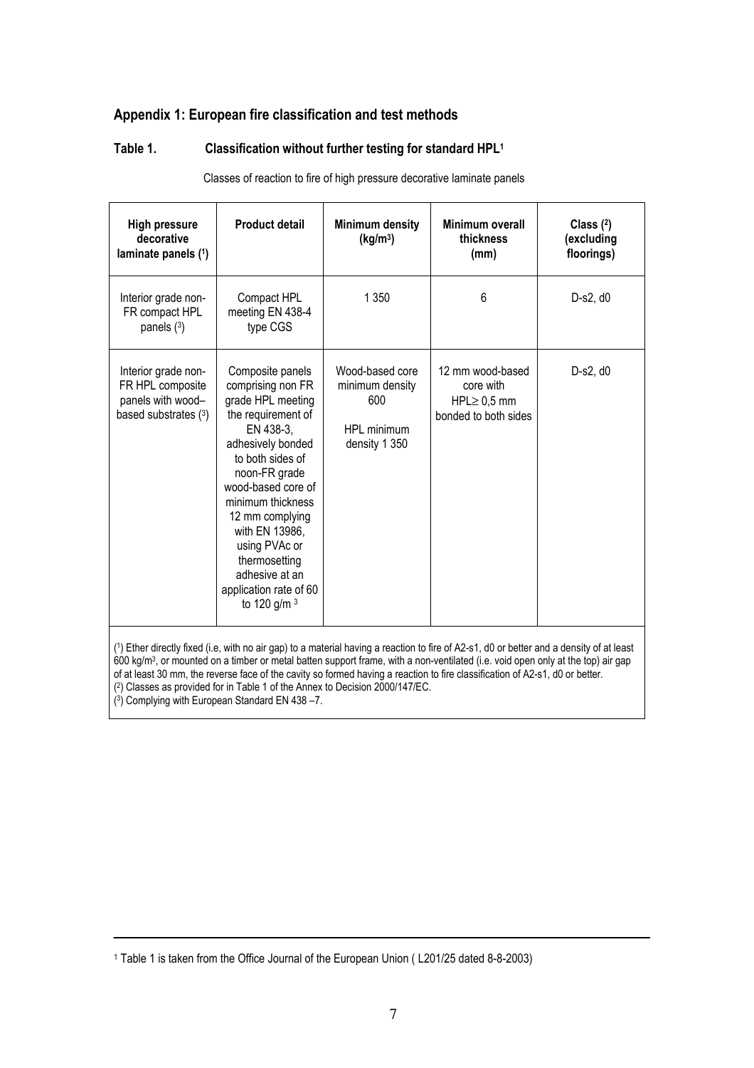## Appendix 1: European fire classification and test methods

### Table 1. Classification without further testing for standard HPL[1]

Classes of reaction to fire of high pressure decorative laminate panels

| High pressure decorative laminate panels (1) | Product detail | Minimum density (kg/m³) | Minimum overall thickness (mm) | Class (2) (excluding floorings) |
|---|---|---|---|---|
| Interior grade non-FR compact HPL panels (3) | Compact HPL meeting EN 438-4 type CGS | 1 350 | 6 | D-s2, d0 |
| Interior grade non-FR HPL composite panels with wood–based substrates (3) | Composite panels comprising non FR grade HPL meeting the requirement of EN 438-3, adhesively bonded to both sides of noon-FR grade wood-based core of minimum thickness 12 mm complying with EN 13986, using PVAc or thermosetting adhesive at an application rate of 60 to 120 g/m ³ | Wood-based core minimum density 600<br><br>HPL minimum density 1 350 | 12 mm wood-based core with HPL≥ 0,5 mm bonded to both sides | D-s2, d0 |

(1) Ether directly fixed (i.e, with no air gap) to a material having a reaction to fire of A2-s1, d0 or better and a density of at least 600 kg/m³, or mounted on a timber or metal batten support frame, with a non-ventilated (i.e. void open only at the top) air gap of at least 30 mm, the reverse face of the cavity so formed having a reaction to fire classification of A2-s1, d0 or better.
(2) Classes as provided for in Table 1 of the Annex to Decision 2000/147/EC.
(3) Complying with European Standard EN 438 –7.

---

[1] Table 1 is taken from the Office Journal of the European Union ( L201/25 dated 8-8-2003)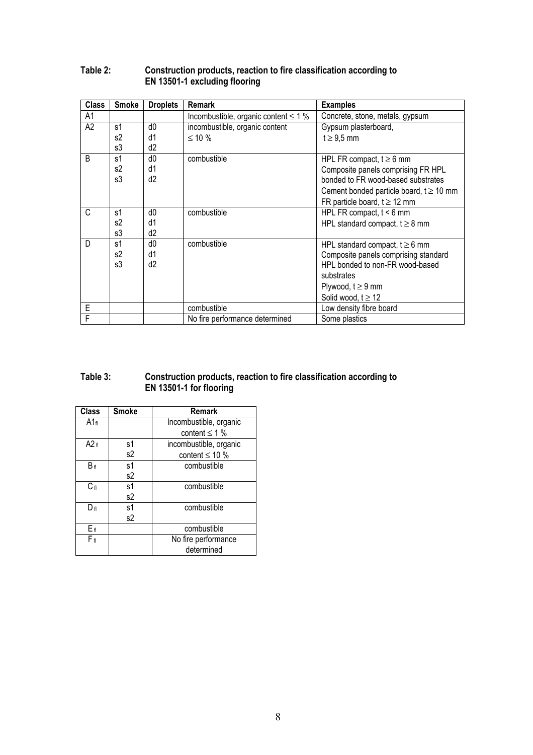**Table 2: Construction products, reaction to fire classification according to EN 13501-1 excluding flooring**

| Class | Smoke | Droplets | Remark | Examples |
|---|---|---|---|---|
| A1 | | | Incombustible, organic content ≤ 1 % | Concrete, stone, metals, gypsum |
| A2 | s1<br>s2<br>s3 | d0<br>d1<br>d2 | incombustible, organic content ≤ 10 % | Gypsum plasterboard, t ≥ 9,5 mm |
| B | s1<br>s2<br>s3 | d0<br>d1<br>d2 | combustible | HPL FR compact, t ≥ 6 mm<br>Composite panels comprising FR HPL bonded to FR wood-based substrates<br>Cement bonded particle board, t ≥ 10 mm<br>FR particle board, t ≥ 12 mm |
| C | s1<br>s2<br>s3 | d0<br>d1<br>d2 | combustible | HPL FR compact, t < 6 mm<br>HPL standard compact, t ≥ 8 mm |
| D | s1<br>s2<br>s3 | d0<br>d1<br>d2 | combustible | HPL standard compact, t ≥ 6 mm<br>Composite panels comprising standard HPL bonded to non-FR wood-based substrates<br>Plywood, t ≥ 9 mm<br>Solid wood, t ≥ 12 |
| E | | | combustible | Low density fibre board |
| F | | | No fire performance determined | Some plastics |

**Table 3: Construction products, reaction to fire classification according to EN 13501-1 for flooring**

| Class | Smoke | Remark |
|---|---|---|
| $A1_{fl}$ | | Incombustible, organic content ≤ 1 % |
| $A2_{fl}$ | s1<br>s2 | incombustible, organic content ≤ 10 % |
| $B_{fl}$ | s1<br>s2 | combustible |
| $C_{fl}$ | s1<br>s2 | combustible |
| $D_{fl}$ | s1<br>s2 | combustible |
| $E_{fl}$ | | combustible |
| $F_{fl}$ | | No fire performance determined |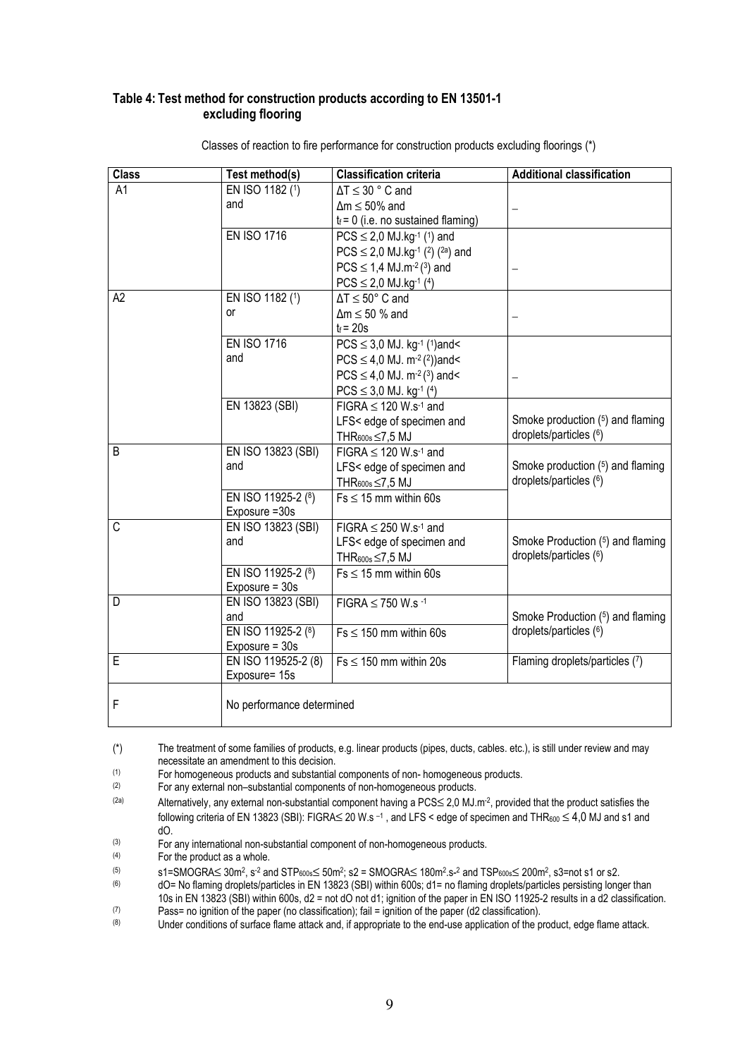**Table 4: Test method for construction products according to EN 13501-1 excluding flooring**

Classes of reaction to fire performance for construction products excluding floorings (*)

| Class | Test method(s) | Classification criteria | Additional classification |
|---|---|---|---|
| A1 | EN ISO 1182 (1) and | $\Delta T \leq 30$ ° C and<br>$\Delta m \leq 50\%$ and<br>$t_f = 0$ (i.e. no sustained flaming) | – |
| | EN ISO 1716 | $PCS \leq 2{,}0$ MJ.kg$^{-1}$ (1) and<br>$PCS \leq 2{,}0$ MJ.kg$^{-1}$ (2) (2a) and<br>$PCS \leq 1{,}4$ MJ.m$^{-2}$ (3) and<br>$PCS \leq 2{,}0$ MJ.kg$^{-1}$ (4) | – |
| A2 | EN ISO 1182 (1) or | $\Delta T \leq 50$° C and<br>$\Delta m \leq 50$ % and<br>$t_f = 20$s | – |
| | EN ISO 1716 and | $PCS \leq 3{,}0$ MJ. kg$^{-1}$ (1)and<<br>$PCS \leq 4{,}0$ MJ. m$^{-2}$ (2))and<<br>$PCS \leq 4{,}0$ MJ. m$^{-2}$ (3) and<<br>$PCS \leq 3{,}0$ MJ. kg$^{-1}$ (4) | – |
| | EN 13823 (SBI) | $FIGRA \leq 120$ W.s$^{-1}$ and<br>LFS< edge of specimen and<br>$THR_{600s} \leq 7{,}5$ MJ | Smoke production (5) and flaming droplets/particles (6) |
| B | EN ISO 13823 (SBI) and | $FIGRA \leq 120$ W.s$^{-1}$ and<br>LFS< edge of specimen and<br>$THR_{600s} \leq 7{,}5$ MJ | Smoke production (5) and flaming droplets/particles (6) |
| | EN ISO 11925-2 (8)<br>Exposure =30s | $Fs \leq 15$ mm within 60s | |
| C | EN ISO 13823 (SBI) and | $FIGRA \leq 250$ W.s$^{-1}$ and<br>LFS< edge of specimen and<br>$THR_{600s} \leq 7{,}5$ MJ | Smoke Production (5) and flaming droplets/particles (6) |
| | EN ISO 11925-2 (8)<br>Exposure = 30s | $Fs \leq 15$ mm within 60s | |
| D | EN ISO 13823 (SBI) and | $FIGRA \leq 750$ W.s$^{-1}$ | Smoke Production (5) and flaming droplets/particles (6) |
| | EN ISO 11925-2 (8)<br>Exposure = 30s | $Fs \leq 150$ mm within 60s | |
| E | EN ISO 119525-2 (8)<br>Exposure= 15s | $Fs \leq 150$ mm within 20s | Flaming droplets/particles (7) |
| F | No performance determined | | |

(*) The treatment of some families of products, e.g. linear products (pipes, ducts, cables. etc.), is still under review and may necessitate an amendment to this decision.

(1) For homogeneous products and substantial components of non- homogeneous products.

(2) For any external non–substantial components of non-homogeneous products.

(2a) Alternatively, any external non-substantial component having a $PCS \leq 2{,}0$ MJ.m$^{-2}$, provided that the product satisfies the following criteria of EN 13823 (SBI): $FIGRA \leq 20$ W.s$^{-1}$, and LFS < edge of specimen and $THR_{600} \leq 4{,}0$ MJ and s1 and dO.

(3) For any international non-substantial component of non-homogeneous products.

(4) For the product as a whole.

(5) s1=$SMOGRA \leq 30$m$^2$, s$^{-2}$ and $STP_{600s} \leq 50$m$^2$; s2 = $SMOGRA \leq 180$m$^2$.s-$^2$ and $TSP_{600s} \leq 200$m$^2$, s3=not s1 or s2.

(6) dO= No flaming droplets/particles in EN 13823 (SBI) within 600s; d1= no flaming droplets/particles persisting longer than 10s in EN 13823 (SBI) within 600s, d2 = not dO not d1; ignition of the paper in EN ISO 11925-2 results in a d2 classification.

(7) Pass= no ignition of the paper (no classification); fail = ignition of the paper (d2 classification).

(8) Under conditions of surface flame attack and, if appropriate to the end-use application of the product, edge flame attack.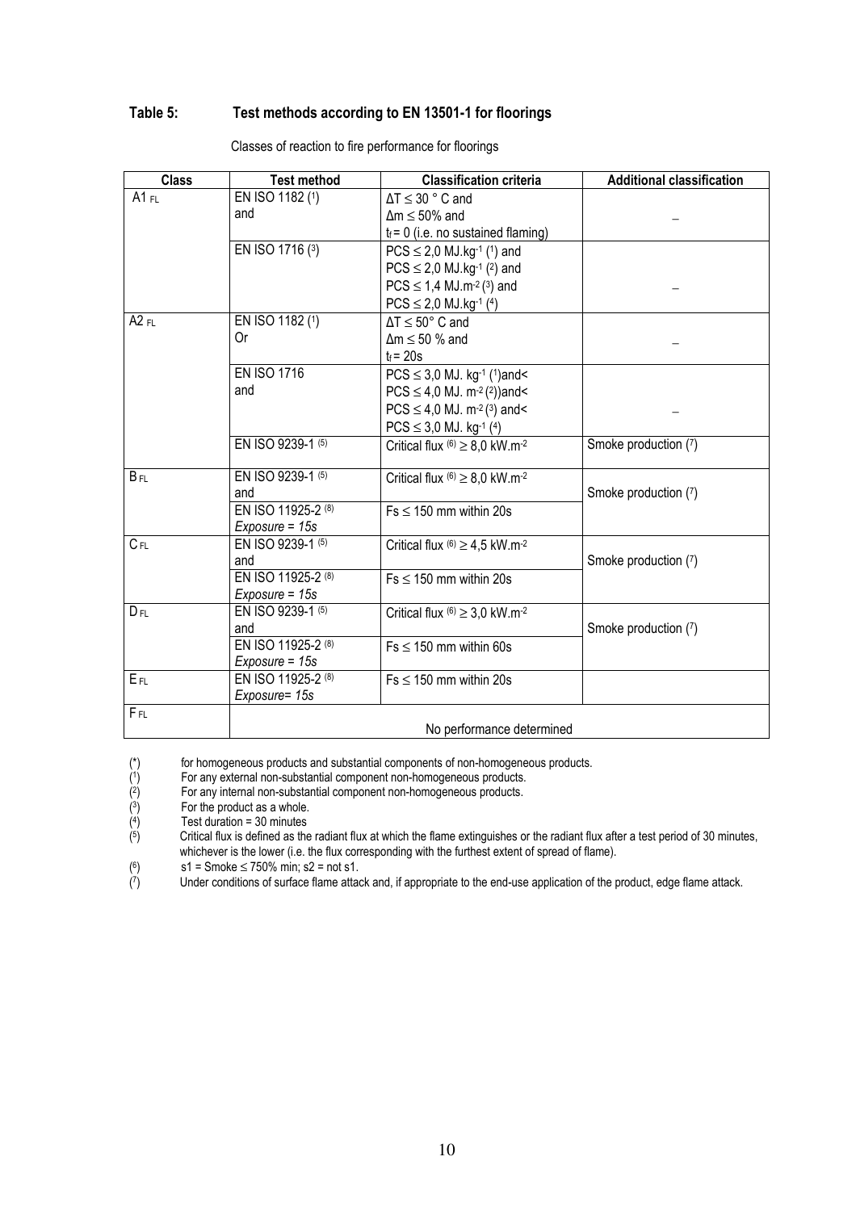### Table 5: Test methods according to EN 13501-1 for floorings

Classes of reaction to fire performance for floorings

| Class | Test method | Classification criteria | Additional classification |
|---|---|---|---|
| A1 FL | EN ISO 1182 (1) and | $\Delta T \leq 30$ ° C and $\Delta m \leq 50\%$ and $t_f = 0$ (i.e. no sustained flaming) | – |
| | EN ISO 1716 (3) | PCS ≤ 2,0 MJ.kg-1 (1) and PCS ≤ 2,0 MJ.kg-1 (2) and PCS ≤ 1,4 MJ.m-2 (3) and PCS ≤ 2,0 MJ.kg-1 (4) | – |
| A2 FL | EN ISO 1182 (1) Or | $\Delta T \leq 50$° C and $\Delta m \leq 50$ % and $t_f = 20s$ | – |
| | EN ISO 1716 and | PCS ≤ 3,0 MJ. kg-1 (1)and< PCS ≤ 4,0 MJ. m-2 (2))and< PCS ≤ 4,0 MJ. m-2 (3) and< PCS ≤ 3,0 MJ. kg-1 (4) | – |
| | EN ISO 9239-1 (5) | Critical flux (6) ≥ 8,0 kW.m-2 | Smoke production (7) |
| B FL | EN ISO 9239-1 (5) and | Critical flux (6) ≥ 8,0 kW.m-2 | Smoke production (7) |
| | EN ISO 11925-2 (8) *Exposure = 15s* | Fs ≤ 150 mm within 20s | |
| C FL | EN ISO 9239-1 (5) and | Critical flux (6) ≥ 4,5 kW.m-2 | Smoke production (7) |
| | EN ISO 11925-2 (8) *Exposure = 15s* | Fs ≤ 150 mm within 20s | |
| D FL | EN ISO 9239-1 (5) and | Critical flux (6) ≥ 3,0 kW.m-2 | Smoke production (7) |
| | EN ISO 11925-2 (8) *Exposure = 15s* | Fs ≤ 150 mm within 60s | |
| E FL | EN ISO 11925-2 (8) *Exposure= 15s* | Fs ≤ 150 mm within 20s | |
| F FL | No performance determined | | |

(*) for homogeneous products and substantial components of non-homogeneous products.
(1) For any external non-substantial component non-homogeneous products.
(2) For any internal non-substantial component non-homogeneous products.
(3) For the product as a whole.
(4) Test duration = 30 minutes
(5) Critical flux is defined as the radiant flux at which the flame extinguishes or the radiant flux after a test period of 30 minutes, whichever is the lower (i.e. the flux corresponding with the furthest extent of spread of flame).
(6) s1 = Smoke ≤ 750% min; s2 = not s1.
(7) Under conditions of surface flame attack and, if appropriate to the end-use application of the product, edge flame attack.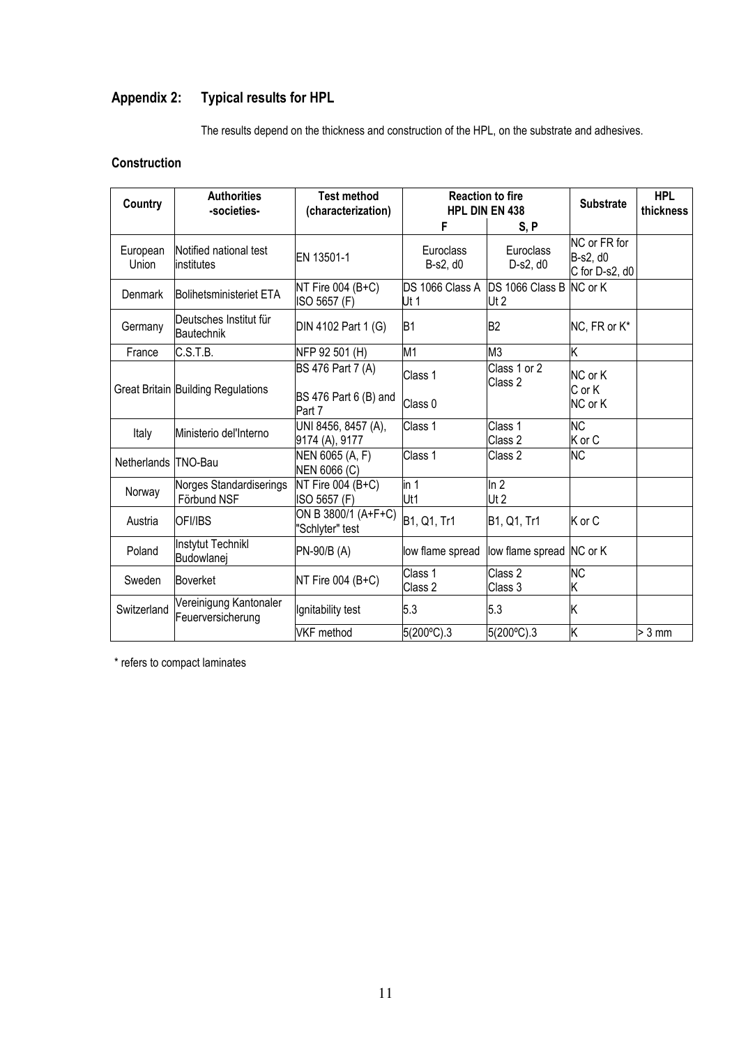## Appendix 2: Typical results for HPL

The results depend on the thickness and construction of the HPL, on the substrate and adhesives.

### Construction

| Country | Authorities -societies- | Test method (characterization) | Reaction to fire HPL DIN EN 438 | | Substrate | HPL thickness |
|---|---|---|---|---|---|---|
| | | | F | S, P | | |
| European Union | Notified national test institutes | EN 13501-1 | Euroclass B-s2, d0 | Euroclass D-s2, d0 | NC or FR for B-s2, d0 C for D-s2, d0 | |
| Denmark | Bolihetsministeriet ETA | NT Fire 004 (B+C) ISO 5657 (F) | DS 1066 Class A Ut 1 | DS 1066 Class B Ut 2 | NC or K | |
| Germany | Deutsches Institut für Bautechnik | DIN 4102 Part 1 (G) | B1 | B2 | NC, FR or K* | |
| France | C.S.T.B. | NFP 92 501 (H) | M1 | M3 | K | |
| Great Britain | Building Regulations | BS 476 Part 7 (A) | Class 1 | Class 1 or 2 Class 2 | NC or K C or K | |
| | | BS 476 Part 6 (B) and Part 7 | Class 0 | | NC or K | |
| Italy | Ministerio del'Interno | UNI 8456, 8457 (A), 9174 (A), 9177 | Class 1 | Class 1 Class 2 | NC K or C | |
| Netherlands | TNO-Bau | NEN 6065 (A, F) NEN 6066 (C) | Class 1 | Class 2 | NC | |
| Norway | Norges Standardiserings Förbund NSF | NT Fire 004 (B+C) ISO 5657 (F) | in 1 Ut1 | In 2 Ut 2 | | |
| Austria | OFI/IBS | ON B 3800/1 (A+F+C) "Schlyter" test | B1, Q1, Tr1 | B1, Q1, Tr1 | K or C | |
| Poland | Instytut Technikl Budowlanej | PN-90/B (A) | low flame spread | low flame spread | NC or K | |
| Sweden | Boverket | NT Fire 004 (B+C) | Class 1 Class 2 | Class 2 Class 3 | NC K | |
| Switzerland | Vereinigung Kantonaler Feuerversicherung | Ignitability test | 5.3 | 5.3 | K | |
| | | VKF method | 5(200ºC).3 | 5(200ºC).3 | K | > 3 mm |

\* refers to compact laminates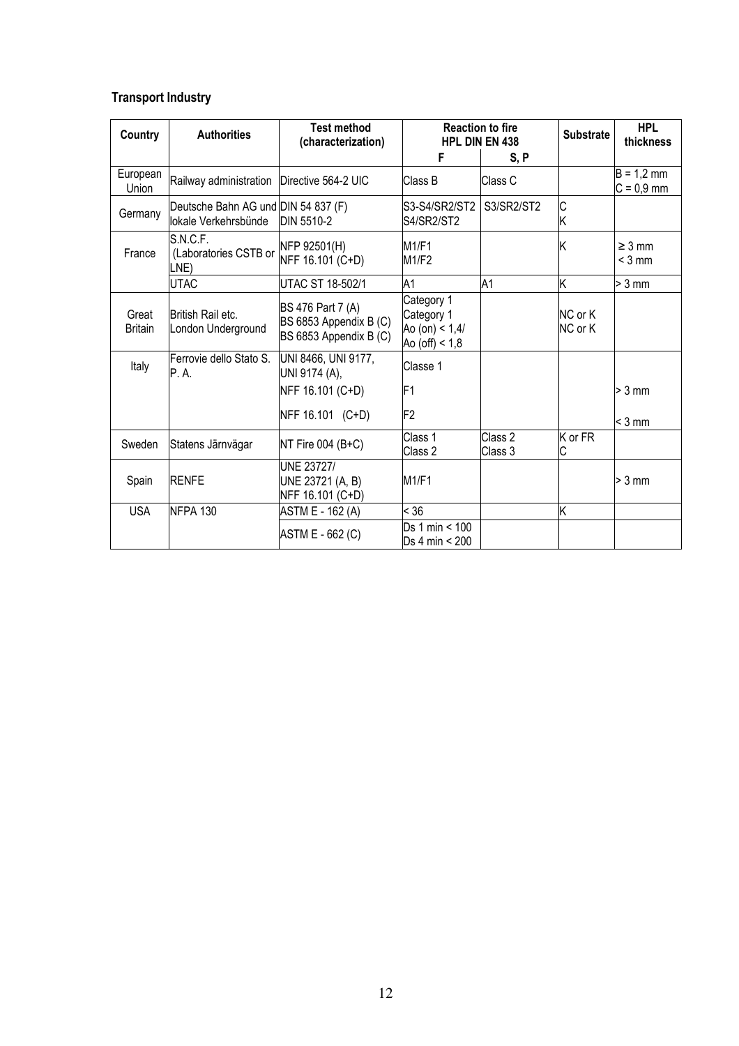**Transport Industry**

| Country | Authorities | Test method (characterization) | Reaction to fire HPL DIN EN 438 | | Substrate | HPL thickness |
|---|---|---|---|---|---|---|
| | | | F | S, P | | |
| European Union | Railway administration | Directive 564-2 UIC | Class B | Class C | | B = 1,2 mm<br>C = 0,9 mm |
| Germany | Deutsche Bahn AG und lokale Verkehrsbünde | DIN 54 837 (F)<br>DIN 5510-2 | S3-S4/SR2/ST2<br>S4/SR2/ST2 | S3/SR2/ST2 | C<br>K | |
| France | S.N.C.F. (Laboratories CSTB or LNE) | NFP 92501(H)<br>NFF 16.101 (C+D) | M1/F1<br>M1/F2 | | K | ≥ 3 mm<br>< 3 mm |
| | UTAC | UTAC ST 18-502/1 | A1 | A1 | K | > 3 mm |
| Great Britain | British Rail etc.<br>London Underground | BS 476 Part 7 (A)<br>BS 6853 Appendix B (C)<br>BS 6853 Appendix B (C) | Category 1<br>Category 1<br>Ao (on) < 1,4/<br>Ao (off) < 1,8 | | NC or K<br>NC or K | |
| Italy | Ferrovie dello Stato S. P. A. | UNI 8466, UNI 9177, UNI 9174 (A),<br>NFF 16.101 (C+D)<br>NFF 16.101 (C+D) | Classe 1<br>F1<br>F2 | | | <br>> 3 mm<br>< 3 mm |
| Sweden | Statens Järnvägar | NT Fire 004 (B+C) | Class 1<br>Class 2 | Class 2<br>Class 3 | K or FR<br>C | |
| Spain | RENFE | UNE 23727/<br>UNE 23721 (A, B)<br>NFF 16.101 (C+D) | M1/F1 | | | > 3 mm |
| USA | NFPA 130 | ASTM E - 162 (A) | < 36 | | K | |
| | | ASTM E - 662 (C) | Ds 1 min < 100<br>Ds 4 min < 200 | | | |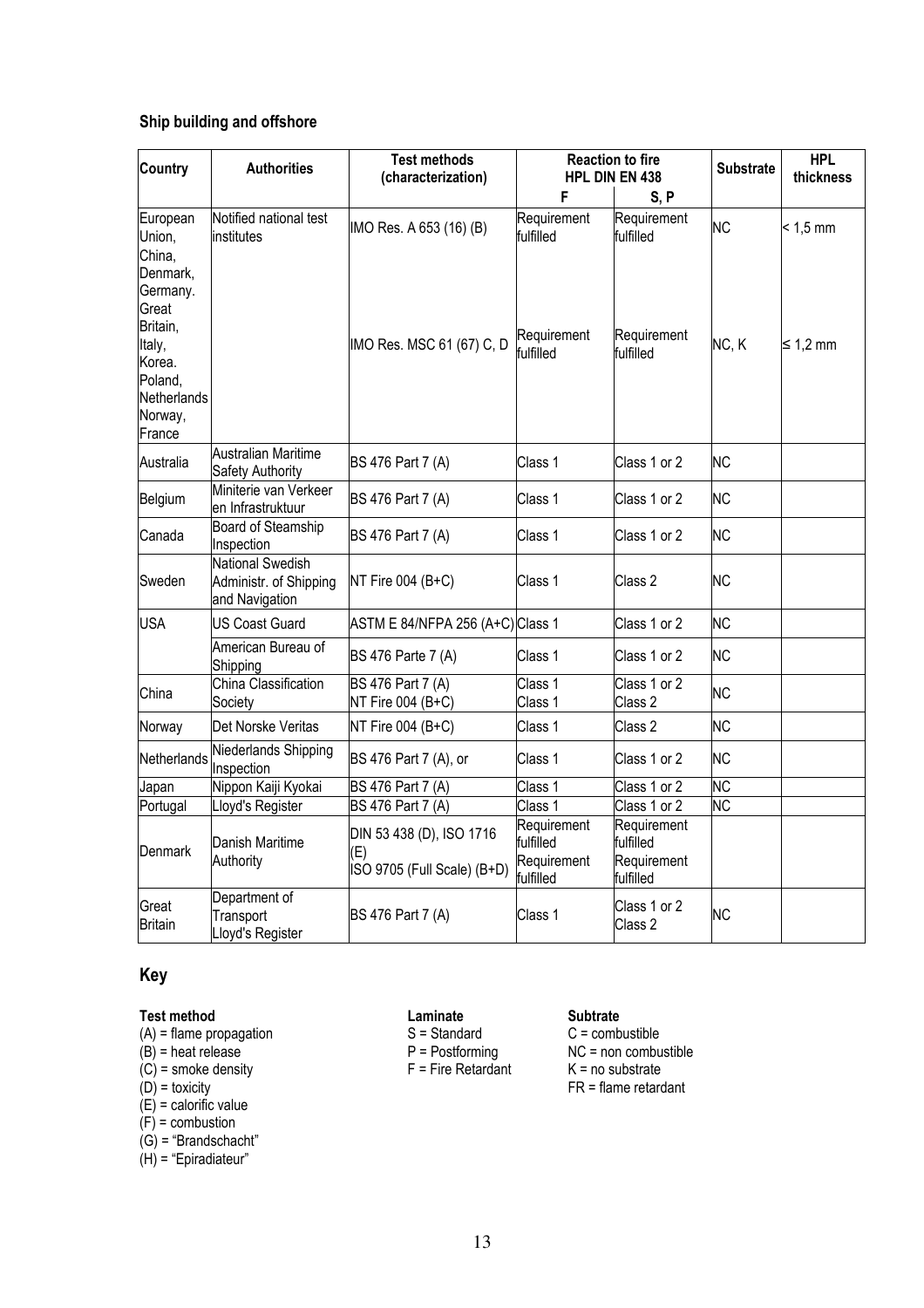### Ship building and offshore

| Country | Authorities | Test methods (characterization) | Reaction to fire HPL DIN EN 438 | | Substrate | HPL thickness |
|---|---|---|---|---|---|---|
| | | | F | S, P | | |
| European Union, China, Denmark, Germany. Great Britain, Italy, Korea. Poland, Netherlands Norway, France | Notified national test institutes | IMO Res. A 653 (16) (B)<br>IMO Res. MSC 61 (67) C, D | Requirement fulfilled<br>Requirement fulfilled | Requirement fulfilled<br>Requirement fulfilled | NC<br>NC, K | < 1,5 mm<br>≤ 1,2 mm |
| Australia | Australian Maritime Safety Authority | BS 476 Part 7 (A) | Class 1 | Class 1 or 2 | NC | |
| Belgium | Miniterie van Verkeer en Infrastruktuur | BS 476 Part 7 (A) | Class 1 | Class 1 or 2 | NC | |
| Canada | Board of Steamship Inspection | BS 476 Part 7 (A) | Class 1 | Class 1 or 2 | NC | |
| Sweden | National Swedish Administr. of Shipping and Navigation | NT Fire 004 (B+C) | Class 1 | Class 2 | NC | |
| USA | US Coast Guard | ASTM E 84/NFPA 256 (A+C) | Class 1 | Class 1 or 2 | NC | |
| | American Bureau of Shipping | BS 476 Parte 7 (A) | Class 1 | Class 1 or 2 | NC | |
| China | China Classification Society | BS 476 Part 7 (A)<br>NT Fire 004 (B+C) | Class 1<br>Class 1 | Class 1 or 2<br>Class 2 | NC | |
| Norway | Det Norske Veritas | NT Fire 004 (B+C) | Class 1 | Class 2 | NC | |
| Netherlands | Niederlands Shipping Inspection | BS 476 Part 7 (A), or | Class 1 | Class 1 or 2 | NC | |
| Japan | Nippon Kaiji Kyokai | BS 476 Part 7 (A) | Class 1 | Class 1 or 2 | NC | |
| Portugal | Lloyd's Register | BS 476 Part 7 (A) | Class 1 | Class 1 or 2 | NC | |
| Denmark | Danish Maritime Authority | DIN 53 438 (D), ISO 1716 (E)<br>ISO 9705 (Full Scale) (B+D) | Requirement fulfilled<br>Requirement fulfilled | Requirement fulfilled<br>Requirement fulfilled | | |
| Great Britain | Department of Transport<br>Lloyd's Register | BS 476 Part 7 (A) | Class 1 | Class 1 or 2<br>Class 2 | NC | |

## Key

**Test method**
(A) = flame propagation
(B) = heat release
(C) = smoke density
(D) = toxicity
(E) = calorific value
(F) = combustion
(G) = "Brandschacht"
(H) = "Epiradiateur"

**Laminate**
S = Standard
P = Postforming
F = Fire Retardant

**Subtrate**
C = combustible
NC = non combustible
K = no substrate
FR = flame retardant